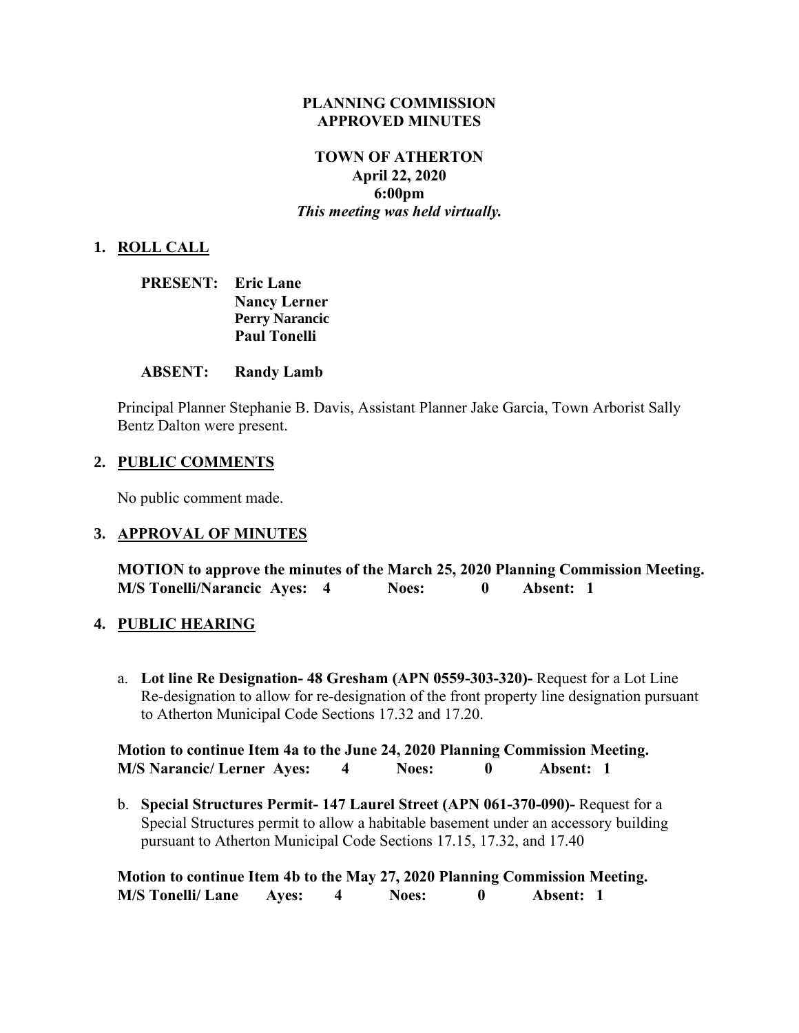**PLANNING COMMISSION**
**APPROVED MINUTES**

**TOWN OF ATHERTON**
**April 22, 2020**
**6:00pm**
***This meeting was held virtually.***

## 1. ROLL CALL

**PRESENT:** **Eric Lane**
**Nancy Lerner**
**Perry Narancic**
**Paul Tonelli**

**ABSENT:** **Randy Lamb**

Principal Planner Stephanie B. Davis, Assistant Planner Jake Garcia, Town Arborist Sally Bentz Dalton were present.

## 2. PUBLIC COMMENTS

No public comment made.

## 3. APPROVAL OF MINUTES

**MOTION to approve the minutes of the March 25, 2020 Planning Commission Meeting.**
**M/S Tonelli/Narancic Ayes: 4 Noes: 0 Absent: 1**

## 4. PUBLIC HEARING

a. **Lot line Re Designation- 48 Gresham (APN 0559-303-320)-** Request for a Lot Line Re-designation to allow for re-designation of the front property line designation pursuant to Atherton Municipal Code Sections 17.32 and 17.20.

**Motion to continue Item 4a to the June 24, 2020 Planning Commission Meeting.**
**M/S Narancic/ Lerner Ayes: 4 Noes: 0 Absent: 1**

b. **Special Structures Permit- 147 Laurel Street (APN 061-370-090)-** Request for a Special Structures permit to allow a habitable basement under an accessory building pursuant to Atherton Municipal Code Sections 17.15, 17.32, and 17.40

**Motion to continue Item 4b to the May 27, 2020 Planning Commission Meeting.**
**M/S Tonelli/ Lane Ayes: 4 Noes: 0 Absent: 1**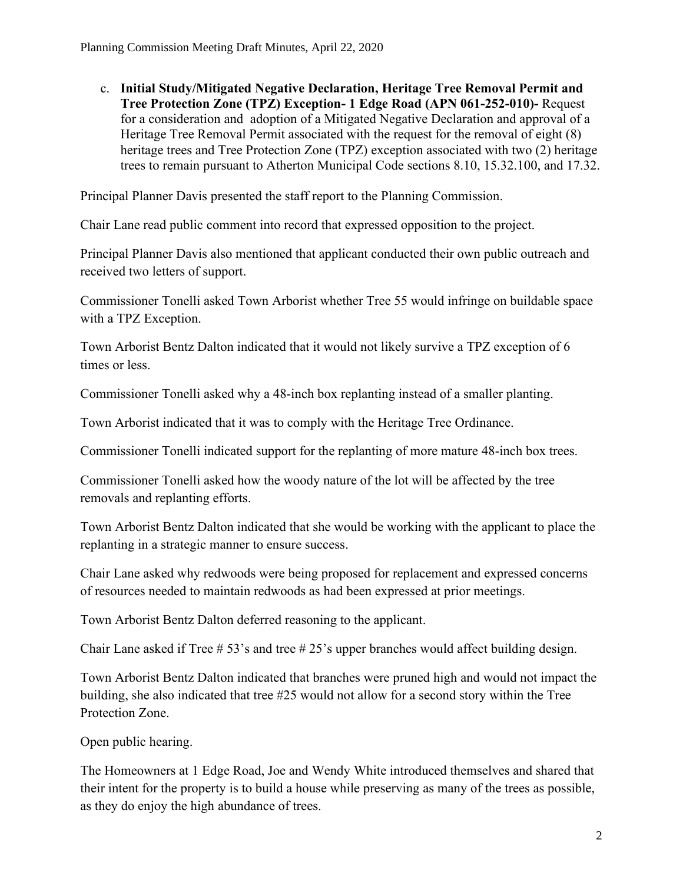c. **Initial Study/Mitigated Negative Declaration, Heritage Tree Removal Permit and Tree Protection Zone (TPZ) Exception- 1 Edge Road (APN 061-252-010)-** Request for a consideration and adoption of a Mitigated Negative Declaration and approval of a Heritage Tree Removal Permit associated with the request for the removal of eight (8) heritage trees and Tree Protection Zone (TPZ) exception associated with two (2) heritage trees to remain pursuant to Atherton Municipal Code sections 8.10, 15.32.100, and 17.32.

Principal Planner Davis presented the staff report to the Planning Commission.

Chair Lane read public comment into record that expressed opposition to the project.

Principal Planner Davis also mentioned that applicant conducted their own public outreach and received two letters of support.

Commissioner Tonelli asked Town Arborist whether Tree 55 would infringe on buildable space with a TPZ Exception.

Town Arborist Bentz Dalton indicated that it would not likely survive a TPZ exception of 6 times or less.

Commissioner Tonelli asked why a 48-inch box replanting instead of a smaller planting.

Town Arborist indicated that it was to comply with the Heritage Tree Ordinance.

Commissioner Tonelli indicated support for the replanting of more mature 48-inch box trees.

Commissioner Tonelli asked how the woody nature of the lot will be affected by the tree removals and replanting efforts.

Town Arborist Bentz Dalton indicated that she would be working with the applicant to place the replanting in a strategic manner to ensure success.

Chair Lane asked why redwoods were being proposed for replacement and expressed concerns of resources needed to maintain redwoods as had been expressed at prior meetings.

Town Arborist Bentz Dalton deferred reasoning to the applicant.

Chair Lane asked if Tree # 53's and tree # 25's upper branches would affect building design.

Town Arborist Bentz Dalton indicated that branches were pruned high and would not impact the building, she also indicated that tree #25 would not allow for a second story within the Tree Protection Zone.

Open public hearing.

The Homeowners at 1 Edge Road, Joe and Wendy White introduced themselves and shared that their intent for the property is to build a house while preserving as many of the trees as possible, as they do enjoy the high abundance of trees.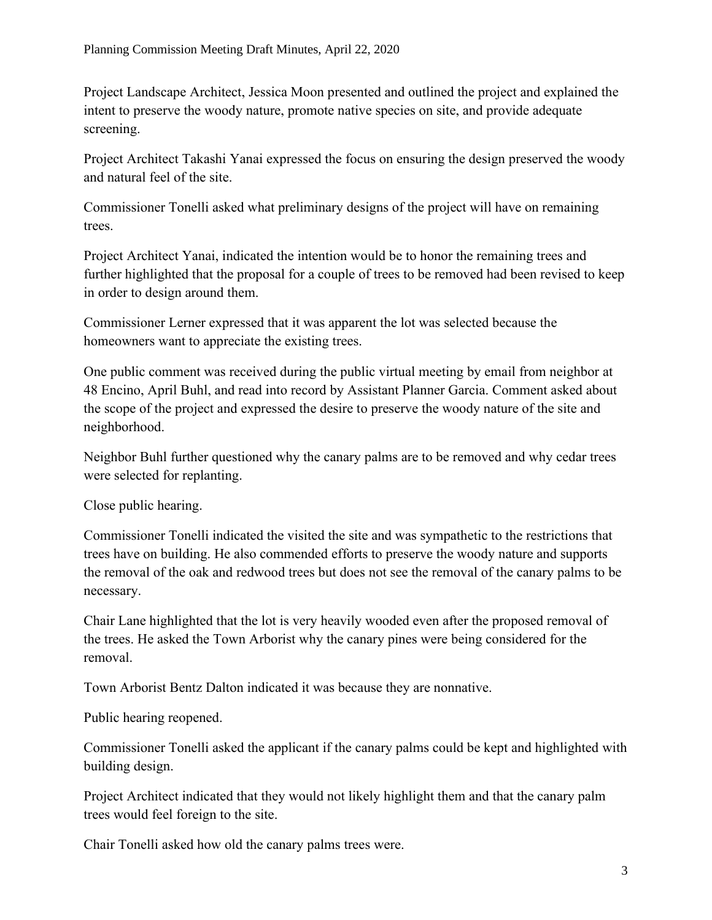Project Landscape Architect, Jessica Moon presented and outlined the project and explained the intent to preserve the woody nature, promote native species on site, and provide adequate screening.

Project Architect Takashi Yanai expressed the focus on ensuring the design preserved the woody and natural feel of the site.

Commissioner Tonelli asked what preliminary designs of the project will have on remaining trees.

Project Architect Yanai, indicated the intention would be to honor the remaining trees and further highlighted that the proposal for a couple of trees to be removed had been revised to keep in order to design around them.

Commissioner Lerner expressed that it was apparent the lot was selected because the homeowners want to appreciate the existing trees.

One public comment was received during the public virtual meeting by email from neighbor at 48 Encino, April Buhl, and read into record by Assistant Planner Garcia. Comment asked about the scope of the project and expressed the desire to preserve the woody nature of the site and neighborhood.

Neighbor Buhl further questioned why the canary palms are to be removed and why cedar trees were selected for replanting.

Close public hearing.

Commissioner Tonelli indicated the visited the site and was sympathetic to the restrictions that trees have on building. He also commended efforts to preserve the woody nature and supports the removal of the oak and redwood trees but does not see the removal of the canary palms to be necessary.

Chair Lane highlighted that the lot is very heavily wooded even after the proposed removal of the trees. He asked the Town Arborist why the canary pines were being considered for the removal.

Town Arborist Bentz Dalton indicated it was because they are nonnative.

Public hearing reopened.

Commissioner Tonelli asked the applicant if the canary palms could be kept and highlighted with building design.

Project Architect indicated that they would not likely highlight them and that the canary palm trees would feel foreign to the site.

Chair Tonelli asked how old the canary palms trees were.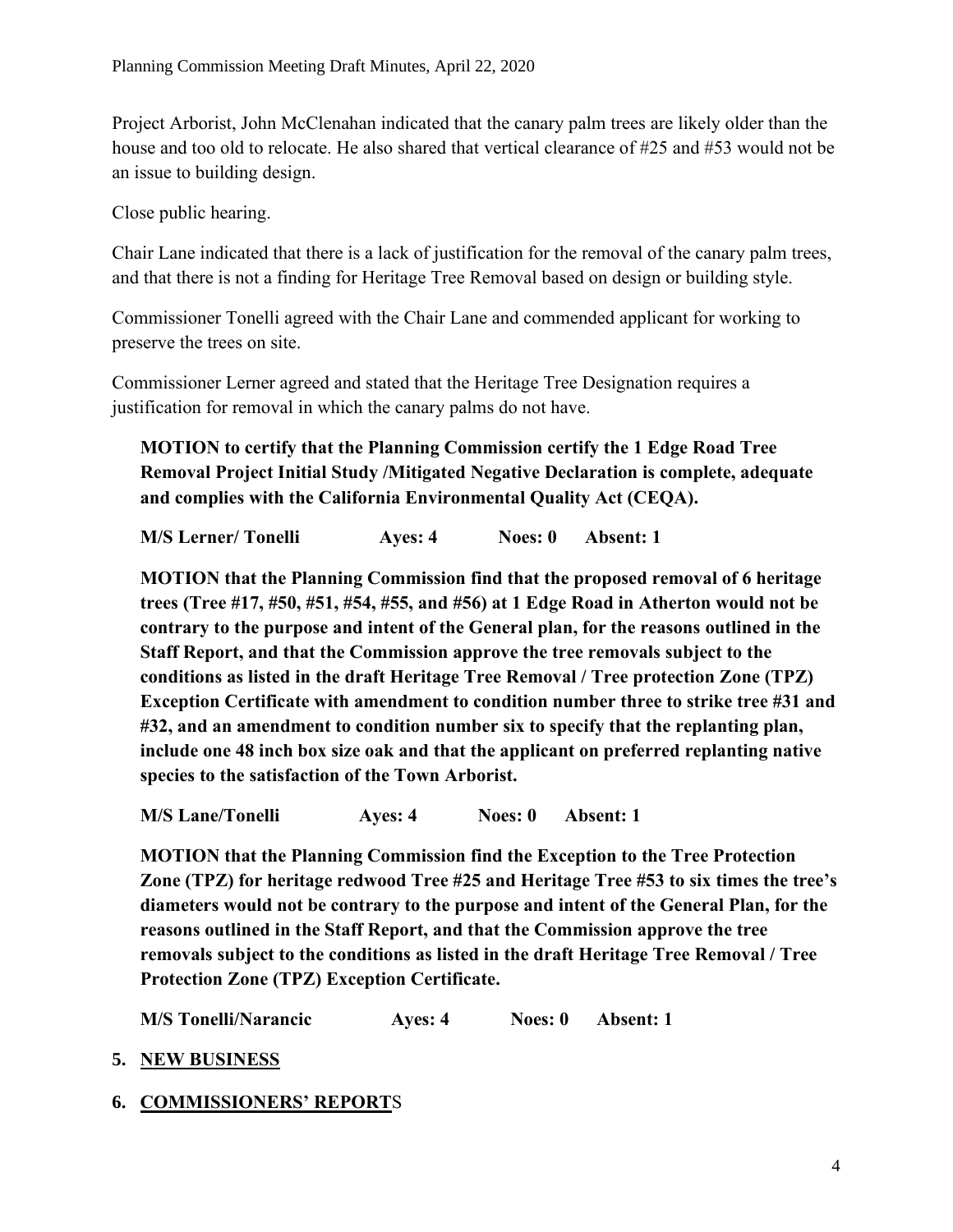Project Arborist, John McClenahan indicated that the canary palm trees are likely older than the house and too old to relocate. He also shared that vertical clearance of #25 and #53 would not be an issue to building design.

Close public hearing.

Chair Lane indicated that there is a lack of justification for the removal of the canary palm trees, and that there is not a finding for Heritage Tree Removal based on design or building style.

Commissioner Tonelli agreed with the Chair Lane and commended applicant for working to preserve the trees on site.

Commissioner Lerner agreed and stated that the Heritage Tree Designation requires a justification for removal in which the canary palms do not have.

**MOTION to certify that the Planning Commission certify the 1 Edge Road Tree Removal Project Initial Study /Mitigated Negative Declaration is complete, adequate and complies with the California Environmental Quality Act (CEQA).**

**M/S Lerner/ Tonelli Ayes: 4 Noes: 0 Absent: 1**

**MOTION that the Planning Commission find that the proposed removal of 6 heritage trees (Tree #17, #50, #51, #54, #55, and #56) at 1 Edge Road in Atherton would not be contrary to the purpose and intent of the General plan, for the reasons outlined in the Staff Report, and that the Commission approve the tree removals subject to the conditions as listed in the draft Heritage Tree Removal / Tree protection Zone (TPZ) Exception Certificate with amendment to condition number three to strike tree #31 and #32, and an amendment to condition number six to specify that the replanting plan, include one 48 inch box size oak and that the applicant on preferred replanting native species to the satisfaction of the Town Arborist.**

**M/S Lane/Tonelli Ayes: 4 Noes: 0 Absent: 1**

**MOTION that the Planning Commission find the Exception to the Tree Protection Zone (TPZ) for heritage redwood Tree #25 and Heritage Tree #53 to six times the tree's diameters would not be contrary to the purpose and intent of the General Plan, for the reasons outlined in the Staff Report, and that the Commission approve the tree removals subject to the conditions as listed in the draft Heritage Tree Removal / Tree Protection Zone (TPZ) Exception Certificate.**

**M/S Tonelli/Narancic Ayes: 4 Noes: 0 Absent: 1**

**5. NEW BUSINESS**

**6. COMMISSIONERS' REPORTS**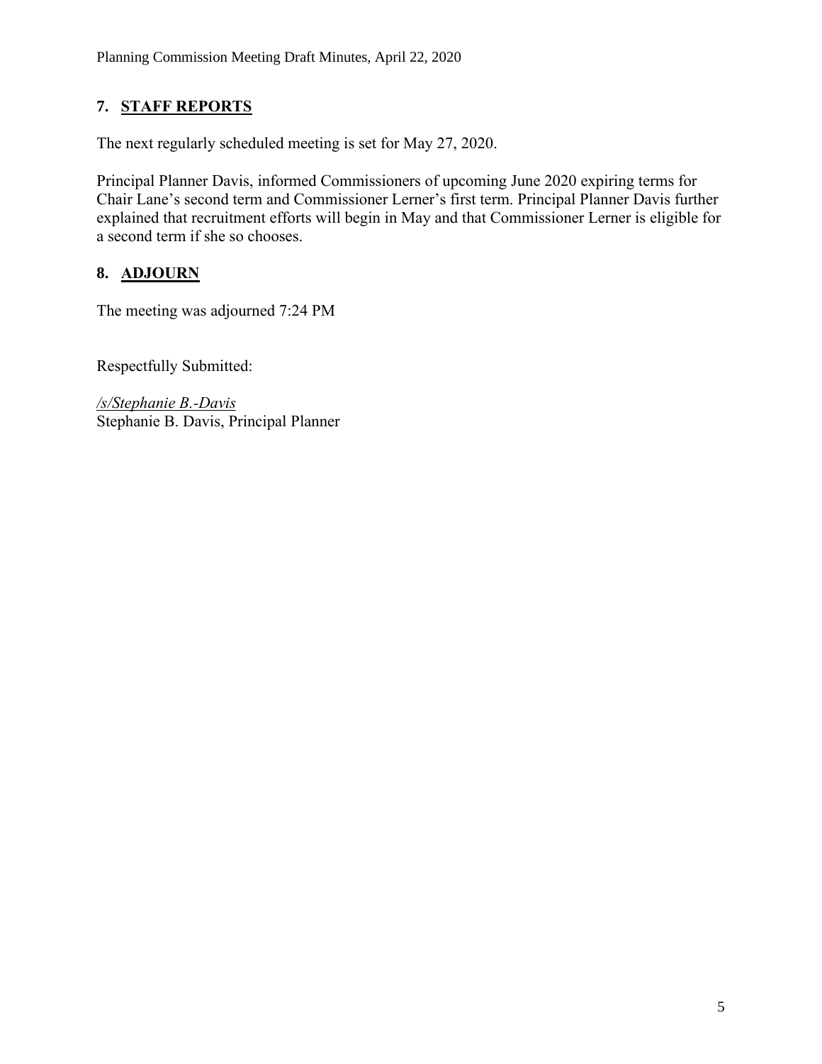## 7. STAFF REPORTS

The next regularly scheduled meeting is set for May 27, 2020.

Principal Planner Davis, informed Commissioners of upcoming June 2020 expiring terms for Chair Lane's second term and Commissioner Lerner's first term. Principal Planner Davis further explained that recruitment efforts will begin in May and that Commissioner Lerner is eligible for a second term if she so chooses.

## 8. ADJOURN

The meeting was adjourned 7:24 PM

Respectfully Submitted:

*/s/Stephanie B.-Davis*
Stephanie B. Davis, Principal Planner